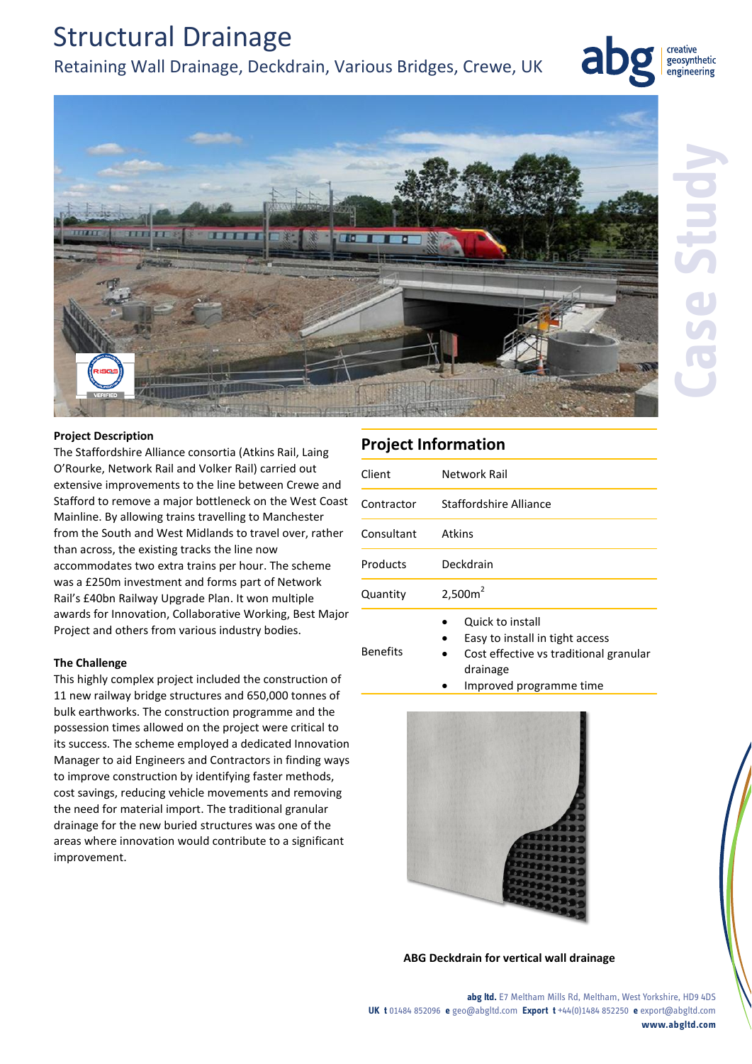# Structural Drainage

## Retaining Wall Drainage, Deckdrain, Various Bridges, Crewe, UK

### Project Description

The Staffordshire Alliance consortia (Atkins Rail, Laing O'Rourke, Network Rail and Volker Rail) carried out extensive improvements to the line between Crewe and Stafford to remove a major bottleneck on the West Coast Mainline. By allowing trains travelling to Manchester from the South and West Midlands to travel over, rather than across, the existing tracks the line now accommodates two extra trains per hour. The scheme was a £250m investment and forms part of Network Rail's £40bn Railway Upgrade Plan. It won multiple awards for Innovation, Collaborative Working, Best Major Project and others from various industry bodies.

### The Challenge

This highly complex project included the construction of 11 new railway bridge structures and 650,000 tonnes of bulk earthworks. The construction programme and the possession times allowed on the project were critical to its success. The scheme employed a dedicated Innovation Manager to aid Engineers and Contractors in finding ways to improve construction by identifying faster methods, cost savings, reducing vehicle movements and removing the need for material import. The traditional granular drainage for the new buried structures was one of the areas where innovation would contribute to a significant improvement.

## Project Information

| | |
|---|---|
| Client | Network Rail |
| Contractor | Staffordshire Alliance |
| Consultant | Atkins |
| Products | Deckdrain |
| Quantity | 2,500m$^2$ |
| Benefits | • Quick to install<br>• Easy to install in tight access<br>• Cost effective vs traditional granular drainage<br>• Improved programme time |

ABG Deckdrain for vertical wall drainage

**abg ltd.** E7 Meltham Mills Rd, Meltham, West Yorkshire, HD9 4DS
**UK t** 01484 852096 **e** geo@abgltd.com **Export t** +44(0)1484 852250 **e** export@abgltd.com
**www.abgltd.com**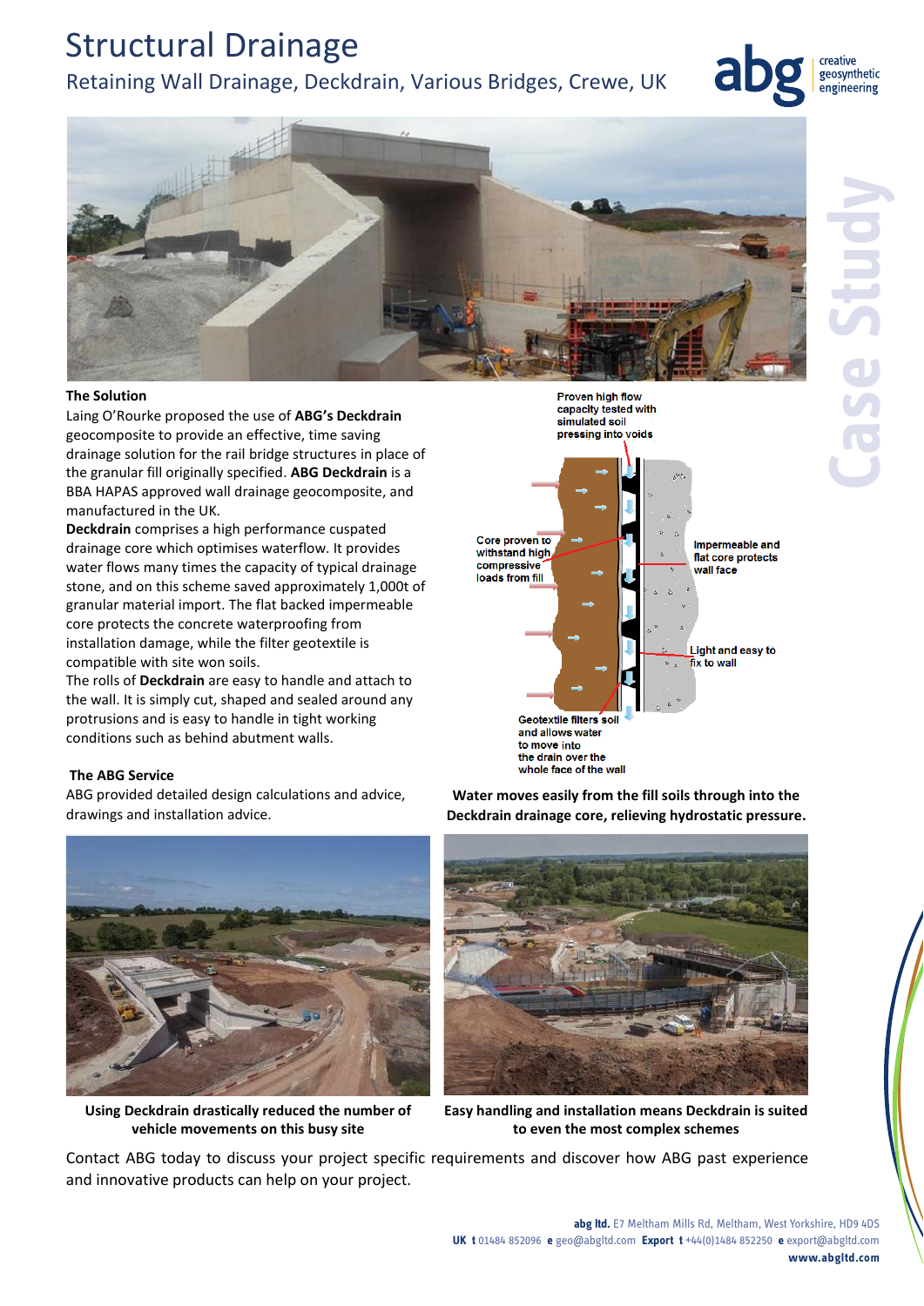# Structural Drainage

## Retaining Wall Drainage, Deckdrain, Various Bridges, Crewe, UK

### The Solution

Laing O'Rourke proposed the use of **ABG's Deckdrain** geocomposite to provide an effective, time saving drainage solution for the rail bridge structures in place of the granular fill originally specified. **ABG Deckdrain** is a BBA HAPAS approved wall drainage geocomposite, and manufactured in the UK.

**Deckdrain** comprises a high performance cuspated drainage core which optimises waterflow. It provides water flows many times the capacity of typical drainage stone, and on this scheme saved approximately 1,000t of granular material import. The flat backed impermeable core protects the concrete waterproofing from installation damage, while the filter geotextile is compatible with site won soils.

The rolls of **Deckdrain** are easy to handle and attach to the wall. It is simply cut, shaped and sealed around any protrusions and is easy to handle in tight working conditions such as behind abutment walls.

### The ABG Service

ABG provided detailed design calculations and advice, drawings and installation advice.

Proven high flow capacity tested with simulated soil pressing into voids

Core proven to withstand high compressive loads from fill

Impermeable and flat core protects wall face

Light and easy to fix to wall

Geotextile filters soil and allows water to move into the drain over the whole face of the wall

**Water moves easily from the fill soils through into the Deckdrain drainage core, relieving hydrostatic pressure.**

**Using Deckdrain drastically reduced the number of vehicle movements on this busy site**

**Easy handling and installation means Deckdrain is suited to even the most complex schemes**

Contact ABG today to discuss your project specific requirements and discover how ABG past experience and innovative products can help on your project.

**abg ltd.** E7 Meltham Mills Rd, Meltham, West Yorkshire, HD9 4DS
**UK t** 01484 852096 **e** geo@abgltd.com **Export t** +44(0)1484 852250 **e** export@abgltd.com
**www.abgltd.com**